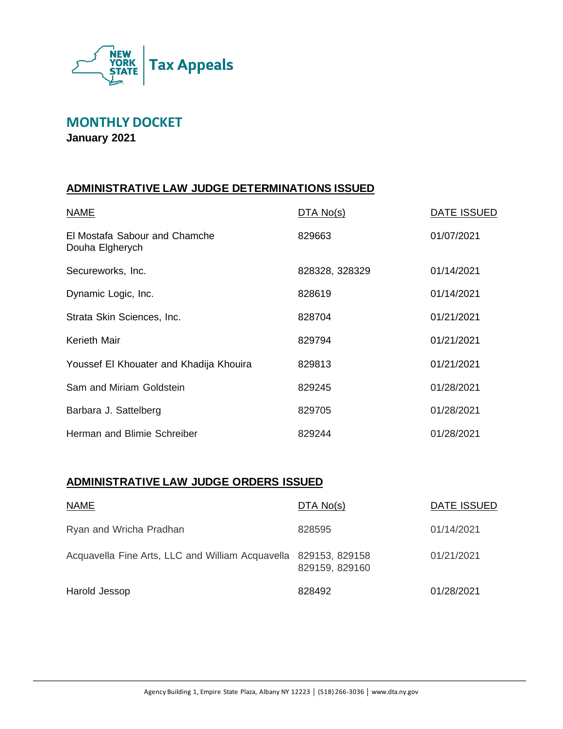NEW YORK STATE | Tax Appeals

# MONTHLY DOCKET

**January 2021**

## ADMINISTRATIVE LAW JUDGE DETERMINATIONS ISSUED

| NAME | DTA No(s) | DATE ISSUED |
|---|---|---|
| El Mostafa Sabour and Chamche Douha Elgherych | 829663 | 01/07/2021 |
| Secureworks, Inc. | 828328, 328329 | 01/14/2021 |
| Dynamic Logic, Inc. | 828619 | 01/14/2021 |
| Strata Skin Sciences, Inc. | 828704 | 01/21/2021 |
| Kerieth Mair | 829794 | 01/21/2021 |
| Youssef El Khouater and Khadija Khouira | 829813 | 01/21/2021 |
| Sam and Miriam Goldstein | 829245 | 01/28/2021 |
| Barbara J. Sattelberg | 829705 | 01/28/2021 |
| Herman and Blimie Schreiber | 829244 | 01/28/2021 |

## ADMINISTRATIVE LAW JUDGE ORDERS ISSUED

| NAME | DTA No(s) | DATE ISSUED |
|---|---|---|
| Ryan and Wricha Pradhan | 828595 | 01/14/2021 |
| Acquavella Fine Arts, LLC and William Acquavella | 829153, 829158 829159, 829160 | 01/21/2021 |
| Harold Jessop | 828492 | 01/28/2021 |

Agency Building 1, Empire State Plaza, Albany NY 12223 | (518) 266-3036 | www.dta.ny.gov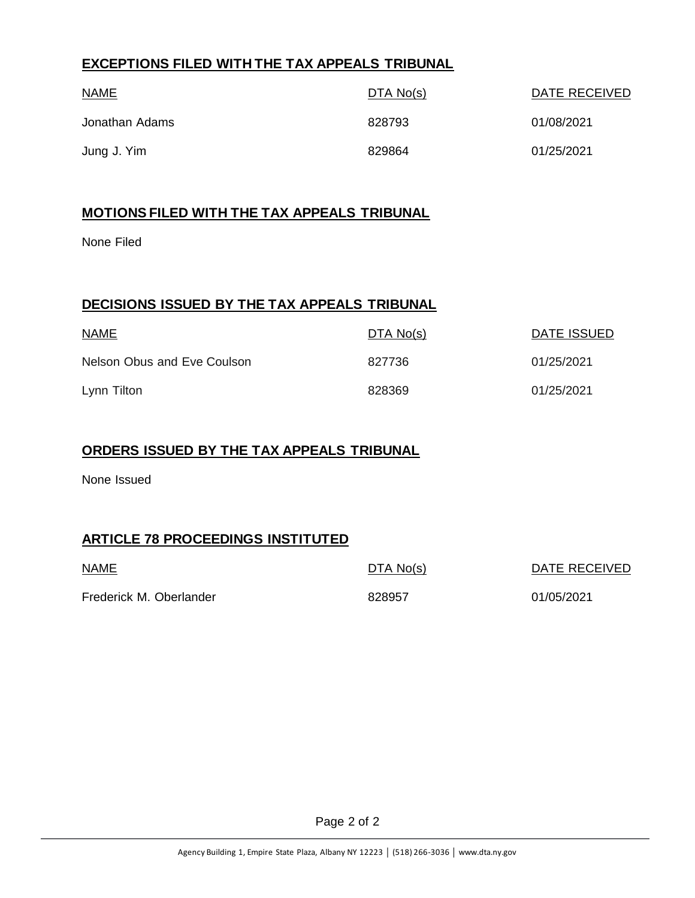## EXCEPTIONS FILED WITH THE TAX APPEALS TRIBUNAL

| NAME | DTA No(s) | DATE RECEIVED |
| --- | --- | --- |
| Jonathan Adams | 828793 | 01/08/2021 |
| Jung J. Yim | 829864 | 01/25/2021 |

## MOTIONS FILED WITH THE TAX APPEALS TRIBUNAL

None Filed

## DECISIONS ISSUED BY THE TAX APPEALS TRIBUNAL

| NAME | DTA No(s) | DATE ISSUED |
| --- | --- | --- |
| Nelson Obus and Eve Coulson | 827736 | 01/25/2021 |
| Lynn Tilton | 828369 | 01/25/2021 |

## ORDERS ISSUED BY THE TAX APPEALS TRIBUNAL

None Issued

## ARTICLE 78 PROCEEDINGS INSTITUTED

| NAME | DTA No(s) | DATE RECEIVED |
| --- | --- | --- |
| Frederick M. Oberlander | 828957 | 01/05/2021 |

Agency Building 1, Empire State Plaza, Albany NY 12223 | (518) 266-3036 | www.dta.ny.gov